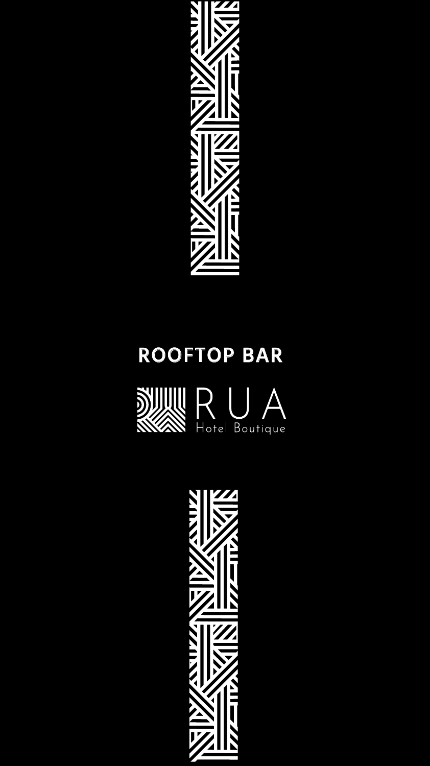# ROOFTOP BAR

RUA

Hotel Boutique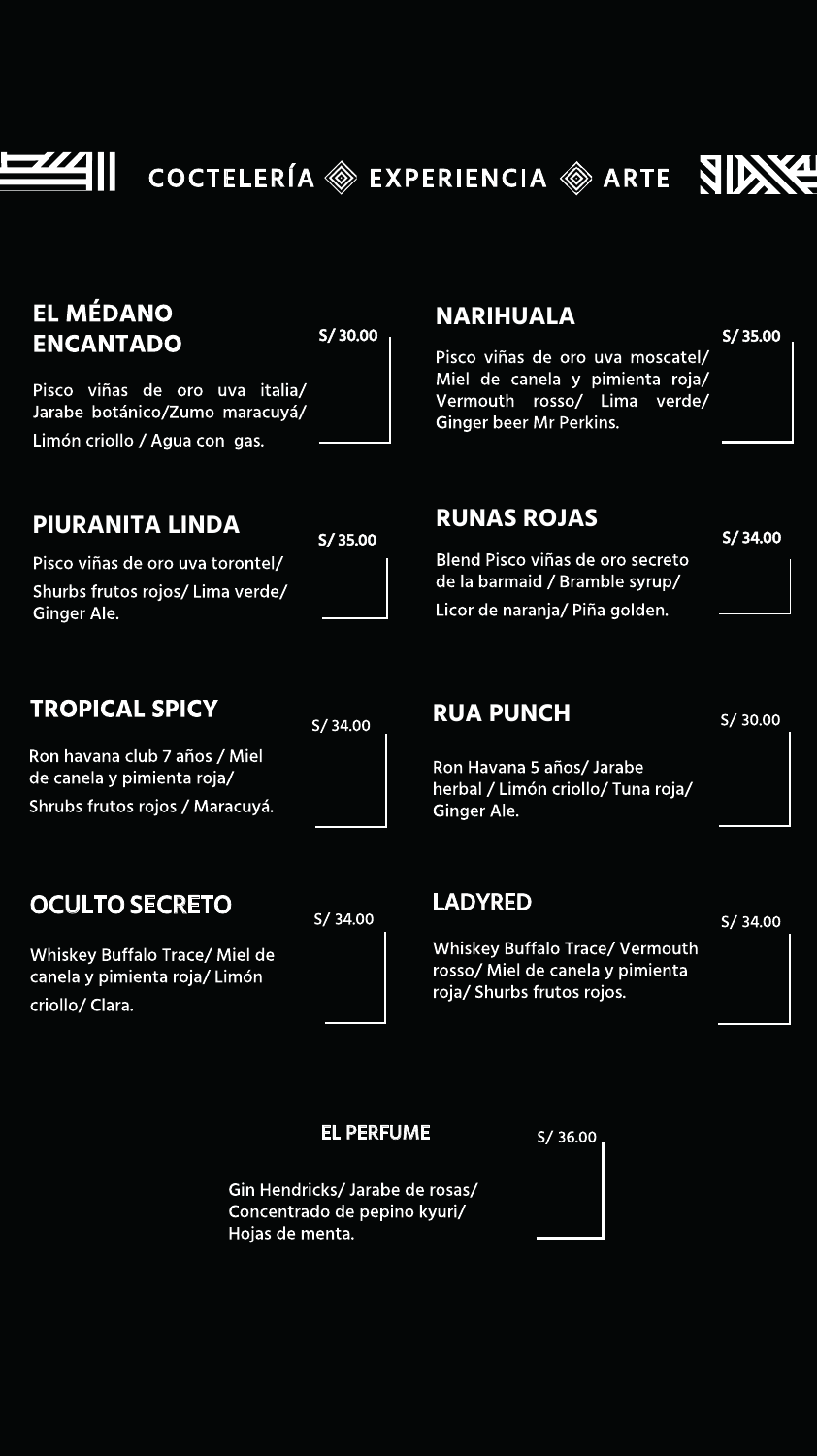COCTELERÍA ◈ EXPERIENCIA ◈ ARTE

## EL MÉDANO ENCANTADO

S/ 30.00

Pisco viñas de oro uva italia/ Jarabe botánico/Zumo maracuyá/ Limón criollo / Agua con gas.

## NARIHUALA

S/ 35.00

Pisco viñas de oro uva moscatel/ Miel de canela y pimienta roja/ Vermouth rosso/ Lima verde/ Ginger beer Mr Perkins.

## PIURANITA LINDA

S/ 35.00

Pisco viñas de oro uva torontel/ Shurbs frutos rojos/ Lima verde/ Ginger Ale.

## RUNAS ROJAS

S/ 34.00

Blend Pisco viñas de oro secreto de la barmaid / Bramble syrup/ Licor de naranja/ Piña golden.

## TROPICAL SPICY

S/ 34.00

Ron havana club 7 años / Miel de canela y pimienta roja/ Shrubs frutos rojos / Maracuyá.

## RUA PUNCH

S/ 30.00

Ron Havana 5 años/ Jarabe herbal / Limón criollo/ Tuna roja/ Ginger Ale.

## OCULTO SECRETO

S/ 34.00

Whiskey Buffalo Trace/ Miel de canela y pimienta roja/ Limón criollo/ Clara.

## LADYRED

S/ 34.00

Whiskey Buffalo Trace/ Vermouth rosso/ Miel de canela y pimienta roja/ Shurbs frutos rojos.

## EL PERFUME

S/ 36.00

Gin Hendricks/ Jarabe de rosas/ Concentrado de pepino kyuri/ Hojas de menta.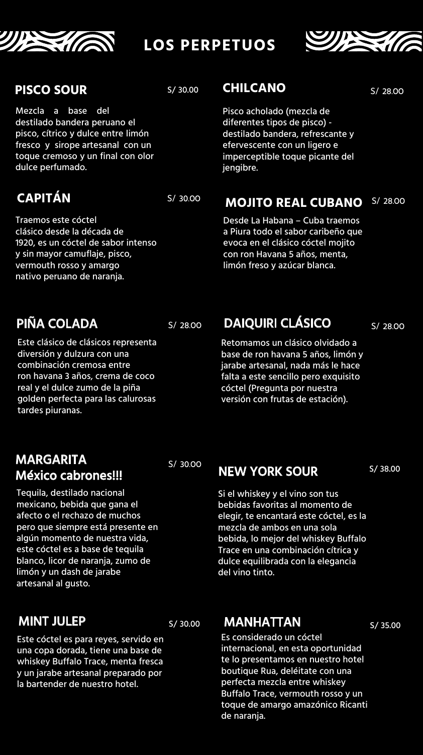# LOS PERPETUOS

## PISCO SOUR

S/ 30.00

Mezcla a base del destilado bandera peruano el pisco, cítrico y dulce entre limón fresco y sirope artesanal con un toque cremoso y un final con olor dulce perfumado.

## CAPITÁN

S/ 30.00

Traemos este cóctel clásico desde la década de 1920, es un cóctel de sabor intenso y sin mayor camuflaje, pisco, vermouth rosso y amargo nativo peruano de naranja.

## PIÑA COLADA

S/ 28.00

Este clásico de clásicos representa diversión y dulzura con una combinación cremosa entre ron havana 3 años, crema de coco real y el dulce zumo de la piña golden perfecta para las calurosas tardes piuranas.

## MARGARITA México cabrones!!!

S/ 30.00

Tequila, destilado nacional mexicano, bebida que gana el afecto o el rechazo de muchos pero que siempre está presente en algún momento de nuestra vida, este cóctel es a base de tequila blanco, licor de naranja, zumo de limón y un dash de jarabe artesanal al gusto.

## MINT JULEP

S/ 30.00

Este cóctel es para reyes, servido en una copa dorada, tiene una base de whiskey Buffalo Trace, menta fresca y un jarabe artesanal preparado por la bartender de nuestro hotel.

## CHILCANO

S/ 28.00

Pisco acholado (mezcla de diferentes tipos de pisco) - destilado bandera, refrescante y efervescente con un ligero e imperceptible toque picante del jengibre.

## MOJITO REAL CUBANO

S/ 28.00

Desde La Habana – Cuba traemos a Piura todo el sabor caribeño que evoca en el clásico cóctel mojito con ron Havana 5 años, menta, limón freso y azúcar blanca.

## DAIQUIRI CLÁSICO

S/ 28.00

Retomamos un clásico olvidado a base de ron havana 5 años, limón y jarabe artesanal, nada más le hace falta a este sencillo pero exquisito cóctel (Pregunta por nuestra versión con frutas de estación).

## NEW YORK SOUR

S/ 38.00

Si el whiskey y el vino son tus bebidas favoritas al momento de elegir, te encantará este cóctel, es la mezcla de ambos en una sola bebida, lo mejor del whiskey Buffalo Trace en una combinación cítrica y dulce equilibrada con la elegancia del vino tinto.

## MANHATTAN

S/ 35.00

Es considerado un cóctel internacional, en esta oportunidad te lo presentamos en nuestro hotel boutique Rua, deléitate con una perfecta mezcla entre whiskey Buffalo Trace, vermouth rosso y un toque de amargo amazónico Ricanti de naranja.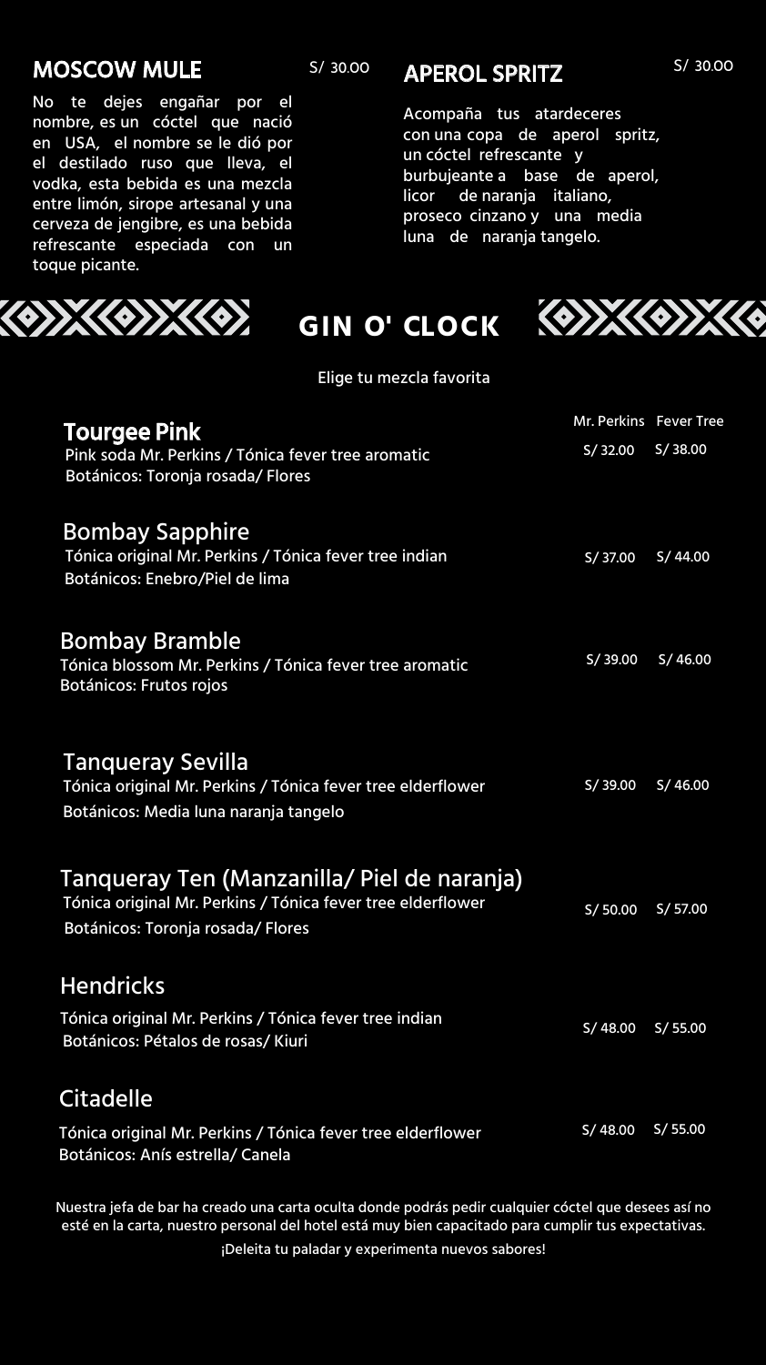## MOSCOW MULE

S/ 30.00

No te dejes engañar por el nombre, es un cóctel que nació en USA, el nombre se le dió por el destilado ruso que lleva, el vodka, esta bebida es una mezcla entre limón, sirope artesanal y una cerveza de jengibre, es una bebida refrescante especiada con un toque picante.

## APEROL SPRITZ

S/ 30.00

Acompaña tus atardeceres con una copa de aperol spritz, un cóctel refrescante y burbujeante a base de aperol, licor de naranja italiano, proseco cinzano y una media luna de naranja tangelo.

# GIN O' CLOCK

Elige tu mezcla favorita

| | Mr. Perkins | Fever Tree |
|---|---|---|
| **Tourgee Pink**<br>Pink soda Mr. Perkins / Tónica fever tree aromatic<br>Botánicos: Toronja rosada/ Flores | S/ 32.00 | S/ 38.00 |
| **Bombay Sapphire**<br>Tónica original Mr. Perkins / Tónica fever tree indian<br>Botánicos: Enebro/Piel de lima | S/ 37.00 | S/ 44.00 |
| **Bombay Bramble**<br>Tónica blossom Mr. Perkins / Tónica fever tree aromatic<br>Botánicos: Frutos rojos | S/ 39.00 | S/ 46.00 |
| **Tanqueray Sevilla**<br>Tónica original Mr. Perkins / Tónica fever tree elderflower<br>Botánicos: Media luna naranja tangelo | S/ 39.00 | S/ 46.00 |
| **Tanqueray Ten (Manzanilla/ Piel de naranja)**<br>Tónica original Mr. Perkins / Tónica fever tree elderflower<br>Botánicos: Toronja rosada/ Flores | S/ 50.00 | S/ 57.00 |
| **Hendricks**<br>Tónica original Mr. Perkins / Tónica fever tree indian<br>Botánicos: Pétalos de rosas/ Kiuri | S/ 48.00 | S/ 55.00 |
| **Citadelle**<br>Tónica original Mr. Perkins / Tónica fever tree elderflower<br>Botánicos: Anís estrella/ Canela | S/ 48.00 | S/ 55.00 |

Nuestra jefa de bar ha creado una carta oculta donde podrás pedir cualquier cóctel que desees así no esté en la carta, nuestro personal del hotel está muy bien capacitado para cumplir tus expectativas.

¡Deleita tu paladar y experimenta nuevos sabores!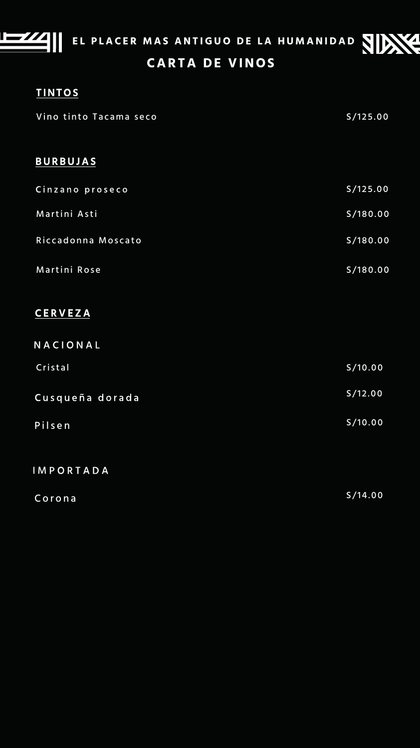# EL PLACER MAS ANTIGUO DE LA HUMANIDAD

## CARTA DE VINOS

### TINTOS

| | |
|---|---|
| Vino tinto Tacama seco | S/125.00 |

### BURBUJAS

| | |
|---|---|
| Cinzano proseco | S/125.00 |
| Martini Asti | S/180.00 |
| Riccadonna Moscato | S/180.00 |
| Martini Rose | S/180.00 |

### CERVEZA

#### NACIONAL

| | |
|---|---|
| Cristal | S/10.00 |
| Cusqueña dorada | S/12.00 |
| Pilsen | S/10.00 |

#### IMPORTADA

| | |
|---|---|
| Corona | S/14.00 |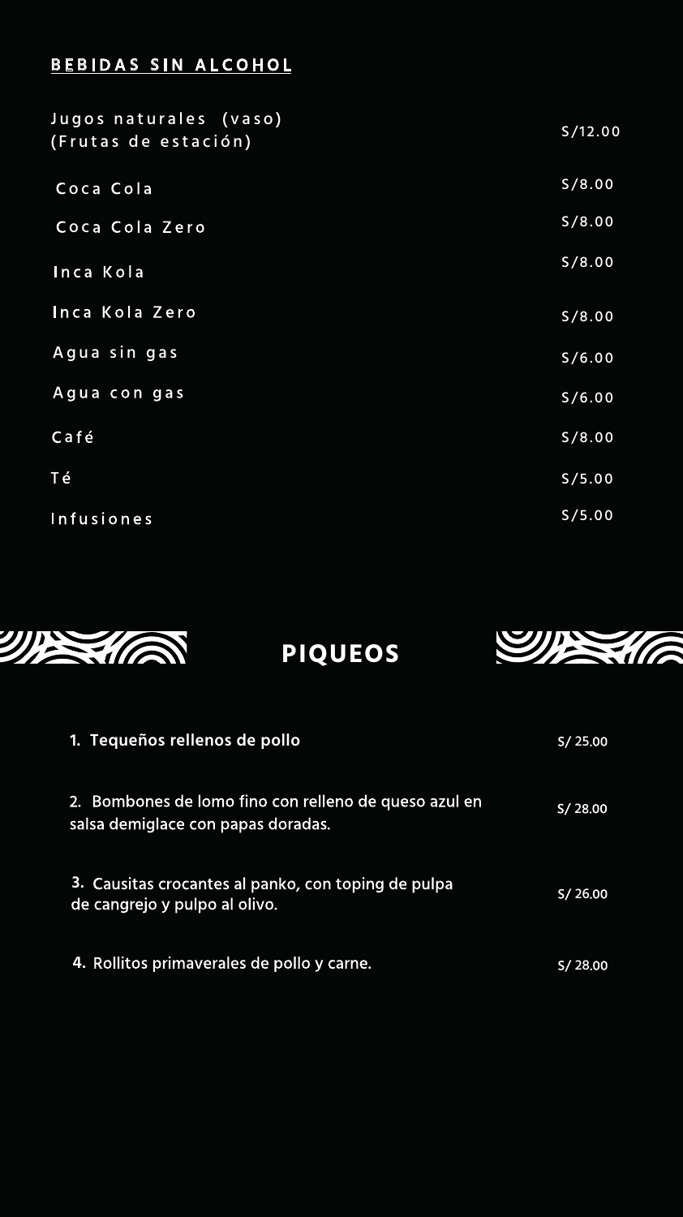## BEBIDAS SIN ALCOHOL

| | |
|---|---|
| Jugos naturales (vaso) (Frutas de estación) | S/12.00 |
| Coca Cola | S/8.00 |
| Coca Cola Zero | S/8.00 |
| Inca Kola | S/8.00 |
| Inca Kola Zero | S/8.00 |
| Agua sin gas | S/6.00 |
| Agua con gas | S/6.00 |
| Café | S/8.00 |
| Té | S/5.00 |
| Infusiones | S/5.00 |

## PIQUEOS

| | |
|---|---|
| **1. Tequeños rellenos de pollo** | S/ 25.00 |
| 2. Bombones de lomo fino con relleno de queso azul en salsa demiglace con papas doradas. | S/ 28.00 |
| 3. Causitas crocantes al panko, con toping de pulpa de cangrejo y pulpo al olivo. | S/ 26.00 |
| 4. Rollitos primaverales de pollo y carne. | S/ 28.00 |